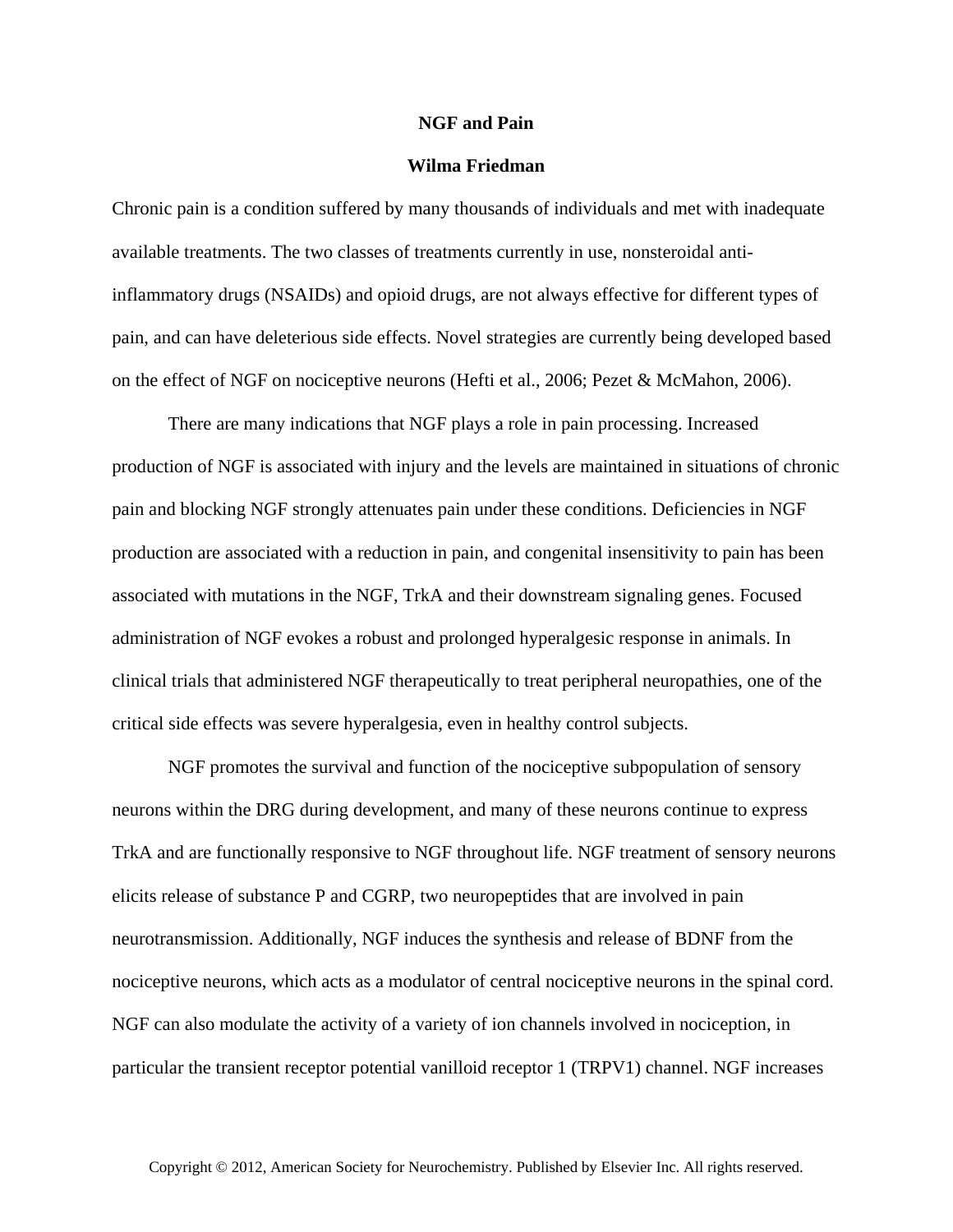# NGF and Pain

**Wilma Friedman**

Chronic pain is a condition suffered by many thousands of individuals and met with inadequate available treatments. The two classes of treatments currently in use, nonsteroidal anti-inflammatory drugs (NSAIDs) and opioid drugs, are not always effective for different types of pain, and can have deleterious side effects. Novel strategies are currently being developed based on the effect of NGF on nociceptive neurons (Hefti et al., 2006; Pezet & McMahon, 2006).

There are many indications that NGF plays a role in pain processing. Increased production of NGF is associated with injury and the levels are maintained in situations of chronic pain and blocking NGF strongly attenuates pain under these conditions. Deficiencies in NGF production are associated with a reduction in pain, and congenital insensitivity to pain has been associated with mutations in the NGF, TrkA and their downstream signaling genes. Focused administration of NGF evokes a robust and prolonged hyperalgesic response in animals. In clinical trials that administered NGF therapeutically to treat peripheral neuropathies, one of the critical side effects was severe hyperalgesia, even in healthy control subjects.

NGF promotes the survival and function of the nociceptive subpopulation of sensory neurons within the DRG during development, and many of these neurons continue to express TrkA and are functionally responsive to NGF throughout life. NGF treatment of sensory neurons elicits release of substance P and CGRP, two neuropeptides that are involved in pain neurotransmission. Additionally, NGF induces the synthesis and release of BDNF from the nociceptive neurons, which acts as a modulator of central nociceptive neurons in the spinal cord. NGF can also modulate the activity of a variety of ion channels involved in nociception, in particular the transient receptor potential vanilloid receptor 1 (TRPV1) channel. NGF increases

Copyright © 2012, American Society for Neurochemistry. Published by Elsevier Inc. All rights reserved.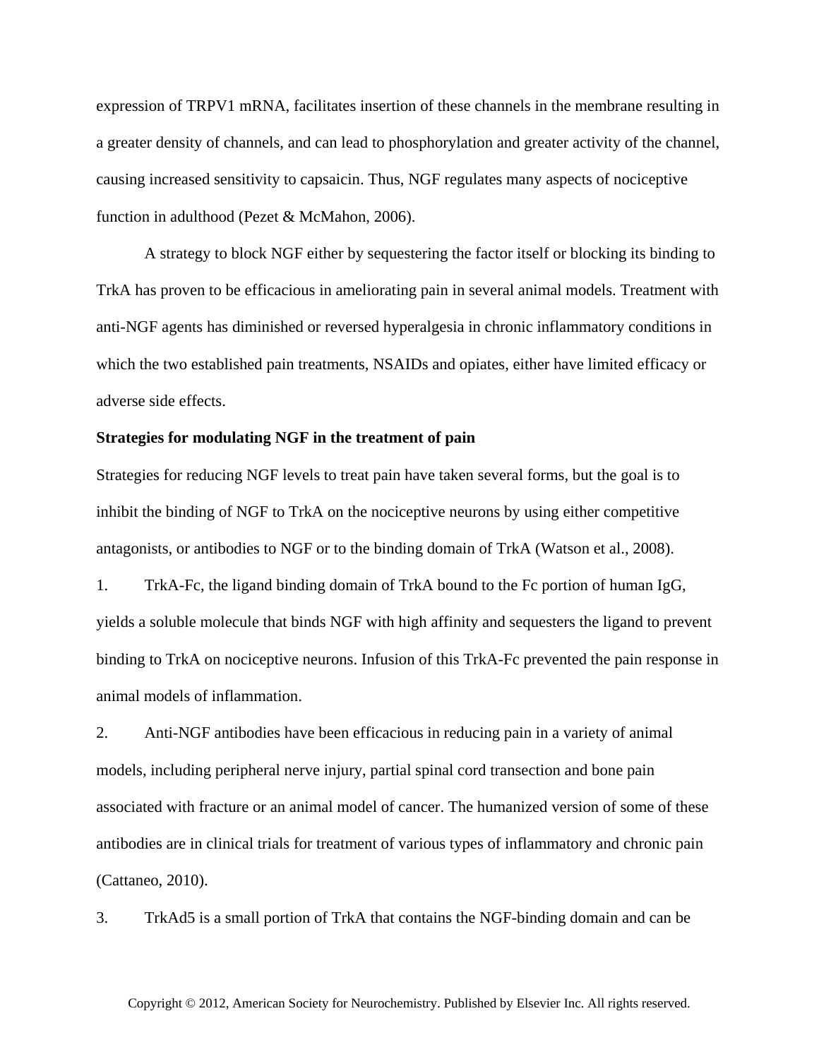expression of TRPV1 mRNA, facilitates insertion of these channels in the membrane resulting in a greater density of channels, and can lead to phosphorylation and greater activity of the channel, causing increased sensitivity to capsaicin. Thus, NGF regulates many aspects of nociceptive function in adulthood (Pezet & McMahon, 2006).

A strategy to block NGF either by sequestering the factor itself or blocking its binding to TrkA has proven to be efficacious in ameliorating pain in several animal models. Treatment with anti-NGF agents has diminished or reversed hyperalgesia in chronic inflammatory conditions in which the two established pain treatments, NSAIDs and opiates, either have limited efficacy or adverse side effects.

**Strategies for modulating NGF in the treatment of pain**

Strategies for reducing NGF levels to treat pain have taken several forms, but the goal is to inhibit the binding of NGF to TrkA on the nociceptive neurons by using either competitive antagonists, or antibodies to NGF or to the binding domain of TrkA (Watson et al., 2008).

1. TrkA-Fc, the ligand binding domain of TrkA bound to the Fc portion of human IgG, yields a soluble molecule that binds NGF with high affinity and sequesters the ligand to prevent binding to TrkA on nociceptive neurons. Infusion of this TrkA-Fc prevented the pain response in animal models of inflammation.

2. Anti-NGF antibodies have been efficacious in reducing pain in a variety of animal models, including peripheral nerve injury, partial spinal cord transection and bone pain associated with fracture or an animal model of cancer. The humanized version of some of these antibodies are in clinical trials for treatment of various types of inflammatory and chronic pain (Cattaneo, 2010).

3. TrkAd5 is a small portion of TrkA that contains the NGF-binding domain and can be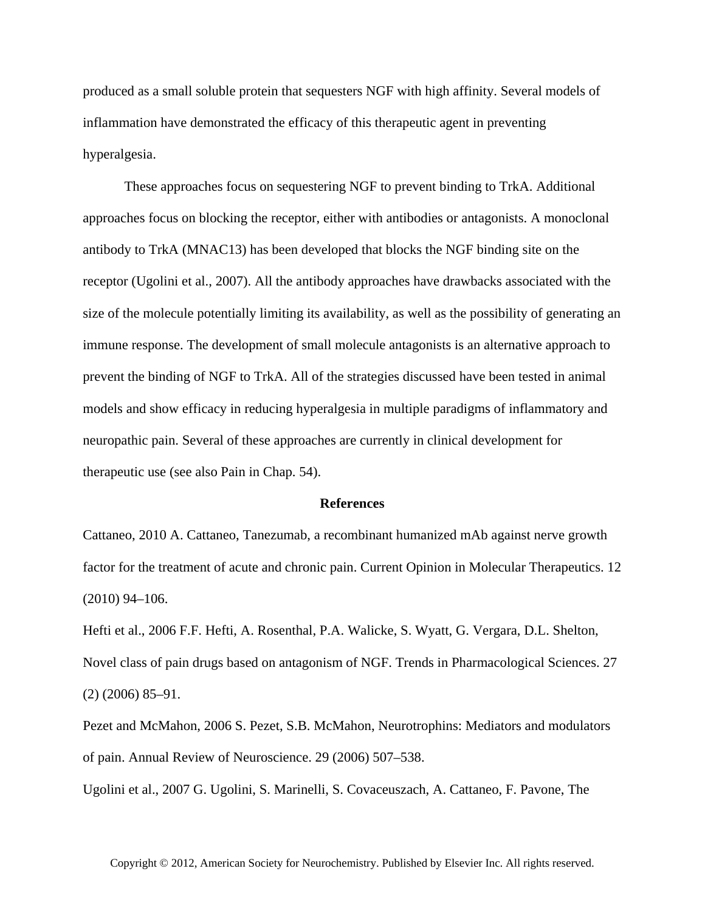produced as a small soluble protein that sequesters NGF with high affinity. Several models of inflammation have demonstrated the efficacy of this therapeutic agent in preventing hyperalgesia.

These approaches focus on sequestering NGF to prevent binding to TrkA. Additional approaches focus on blocking the receptor, either with antibodies or antagonists. A monoclonal antibody to TrkA (MNAC13) has been developed that blocks the NGF binding site on the receptor (Ugolini et al., 2007). All the antibody approaches have drawbacks associated with the size of the molecule potentially limiting its availability, as well as the possibility of generating an immune response. The development of small molecule antagonists is an alternative approach to prevent the binding of NGF to TrkA. All of the strategies discussed have been tested in animal models and show efficacy in reducing hyperalgesia in multiple paradigms of inflammatory and neuropathic pain. Several of these approaches are currently in clinical development for therapeutic use (see also Pain in Chap. 54).

## References

Cattaneo, 2010 A. Cattaneo, Tanezumab, a recombinant humanized mAb against nerve growth factor for the treatment of acute and chronic pain. Current Opinion in Molecular Therapeutics. 12 (2010) 94–106.

Hefti et al., 2006 F.F. Hefti, A. Rosenthal, P.A. Walicke, S. Wyatt, G. Vergara, D.L. Shelton, Novel class of pain drugs based on antagonism of NGF. Trends in Pharmacological Sciences. 27 (2) (2006) 85–91.

Pezet and McMahon, 2006 S. Pezet, S.B. McMahon, Neurotrophins: Mediators and modulators of pain. Annual Review of Neuroscience. 29 (2006) 507–538.

Ugolini et al., 2007 G. Ugolini, S. Marinelli, S. Covaceuszach, A. Cattaneo, F. Pavone, The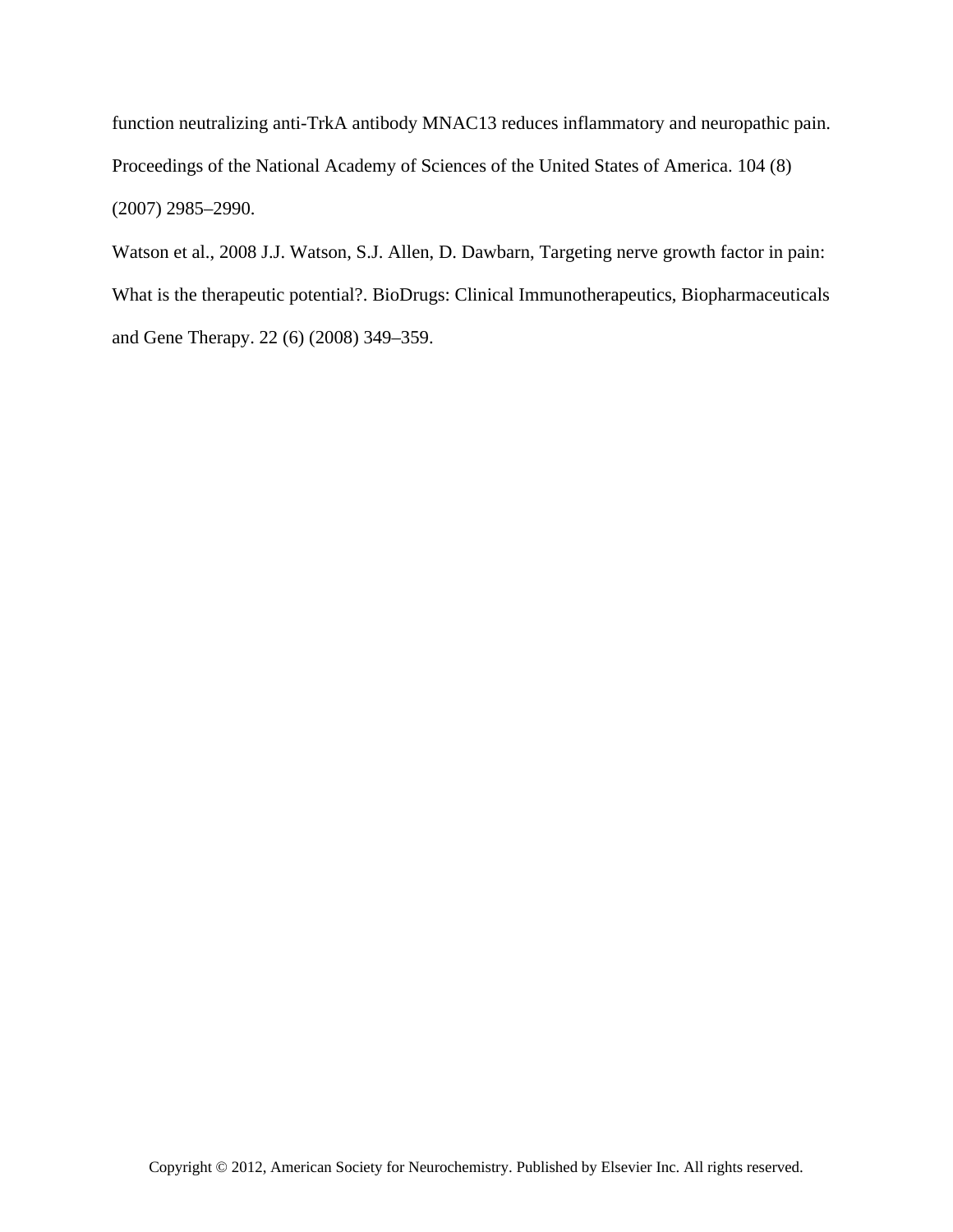function neutralizing anti-TrkA antibody MNAC13 reduces inflammatory and neuropathic pain. Proceedings of the National Academy of Sciences of the United States of America. 104 (8) (2007) 2985–2990.

Watson et al., 2008 J.J. Watson, S.J. Allen, D. Dawbarn, Targeting nerve growth factor in pain: What is the therapeutic potential?. BioDrugs: Clinical Immunotherapeutics, Biopharmaceuticals and Gene Therapy. 22 (6) (2008) 349–359.

Copyright © 2012, American Society for Neurochemistry. Published by Elsevier Inc. All rights reserved.